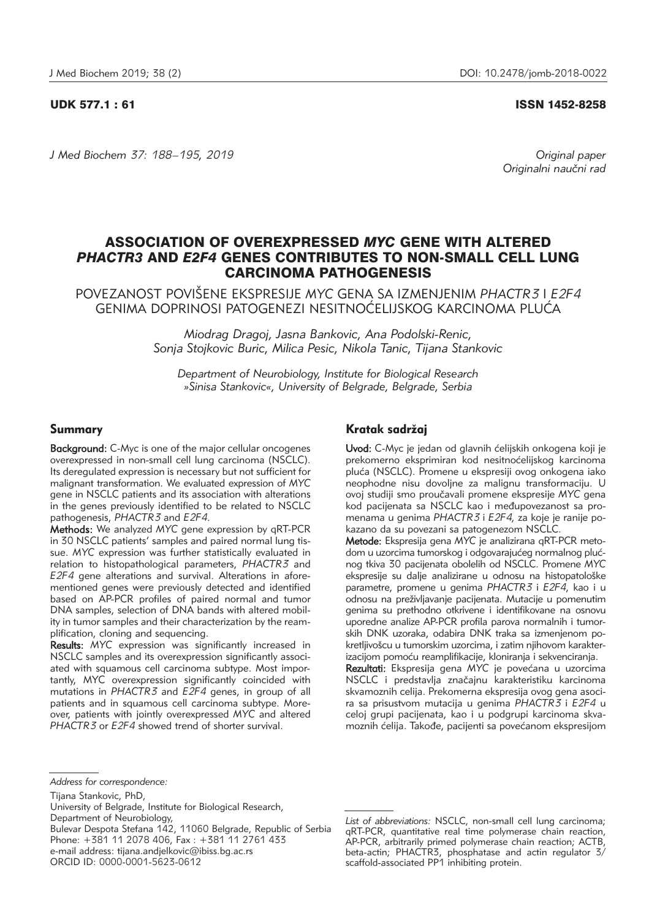UDK 577.1 : 61 ISSN 1452-8258

*J Med Biochem 37: 188–195, 2019*

*Original paper*
*Originalni naučni rad*

# ASSOCIATION OF OVEREXPRESSED *MYC* GENE WITH ALTERED *PHACTR3* AND *E2F4* GENES CONTRIBUTES TO NON-SMALL CELL LUNG CARCINOMA PATHOGENESIS

POVEZANOST POVIŠENE EKSPRESIJE *MYC* GENA SA IZMENJENIM *PHACTR3* I *E2F4* GENIMA DOPRINOSI PATOGENEZI NESITNOĆELIJSKOG KARCINOMA PLUĆA

*Miodrag Dragoj, Jasna Bankovic, Ana Podolski-Renic, Sonja Stojkovic Buric, Milica Pesic, Nikola Tanic, Tijana Stankovic*

*Department of Neurobiology, Institute for Biological Research »Sinisa Stankovic«, University of Belgrade, Belgrade, Serbia*

## Summary

**Background:** C-Myc is one of the major cellular oncogenes overexpressed in non-small cell lung carcinoma (NSCLC). Its deregulated expression is necessary but not sufficient for malignant transformation. We evaluated expression of *MYC* gene in NSCLC patients and its association with alterations in the genes previously identified to be related to NSCLC pathogenesis, *PHACTR3* and *E2F4*.

**Methods:** We analyzed *MYC* gene expression by qRT-PCR in 30 NSCLC patients' samples and paired normal lung tissue. *MYC* expression was further statistically evaluated in relation to histopathological parameters, *PHACTR3* and *E2F4* gene alterations and survival. Alterations in aforementioned genes were previously detected and identified based on AP-PCR profiles of paired normal and tumor DNA samples, selection of DNA bands with altered mobility in tumor samples and their characterization by the reamplification, cloning and sequencing.

**Results:** *MYC* expression was significantly increased in NSCLC samples and its overexpression significantly associated with squamous cell carcinoma subtype. Most importantly, MYC overexpression significantly coincided with mutations in *PHACTR3* and *E2F4* genes, in group of all patients and in squamous cell carcinoma subtype. Moreover, patients with jointly overexpressed *MYC* and altered *PHACTR3* or *E2F4* showed trend of shorter survival.

## Kratak sadržaj

**Uvod:** C-Myc je jedan od glavnih ćelijskih onkogena koji je prekomerno eksprimiran kod nesitnoćelijskog karcinoma pluća (NSCLC). Promene u ekspresiji ovog onkogena iako neophodne nisu dovoljne za malignu transformaciju. U ovoj studiji smo proučavali promene ekspresije *MYC* gena kod pacijenata sa NSCLC kao i međupovezanost sa promenama u genima *PHACTR3* i *E2F4*, za koje je ranije pokazano da su povezani sa patogenezom NSCLC.

**Metode:** Ekspresija gena *MYC* je analizirana qRT-PCR metodom u uzorcima tumorskog i odgovarajućeg normalnog plućnog tkiva 30 pacijenata obolelih od NSCLC. Promene *MYC* ekspresije su dalje analizirane u odnosu na histopatološke parametre, promene u genima *PHACTR3* i *E2F4*, kao i u odnosu na preživljavanje pacijenata. Mutacije u pomenutim genima su prethodno otkrivene i identifikovane na osnovu uporedne analize AP-PCR profila parova normalnih i tumorskih DNK uzoraka, odabira DNK traka sa izmenjenom pokretljivošcu u tumorskim uzorcima, i zatim njihovom karakterizacijom pomoću reamplifikacije, kloniranja i sekvenciranja.

**Rezultati:** Ekspresija gena *MYC* je povećana u uzorcima NSCLC i predstavlja značajnu karakteristiku karcinoma skvamoznih celija. Prekomerna ekspresija ovog gena asocira sa prisustvom mutacija u genima *PHACTR3* i *E2F4* u celoj grupi pacijenata, kao i u podgrupi karcinoma skvamoznih ćelija. Takođe, pacijenti sa povećanom ekspresijom

*Address for correspondence:*

Tijana Stankovic, PhD,
University of Belgrade, Institute for Biological Research,
Department of Neurobiology,
Bulevar Despota Stefana 142, 11060 Belgrade, Republic of Serbia
Phone: +381 11 2078 406, Fax : +381 11 2761 433
e-mail address: tijana.andjelkovic@ibiss.bg.ac.rs
ORCID ID: 0000-0001-5623-0612

*List of abbreviations:* NSCLC, non-small cell lung carcinoma; qRT-PCR, quantitative real time polymerase chain reaction, AP-PCR, arbitrarily primed polymerase chain reaction; ACTB, beta-actin; PHACTR3, phosphatase and actin regulator 3/ scaffold-associated PP1 inhibiting protein.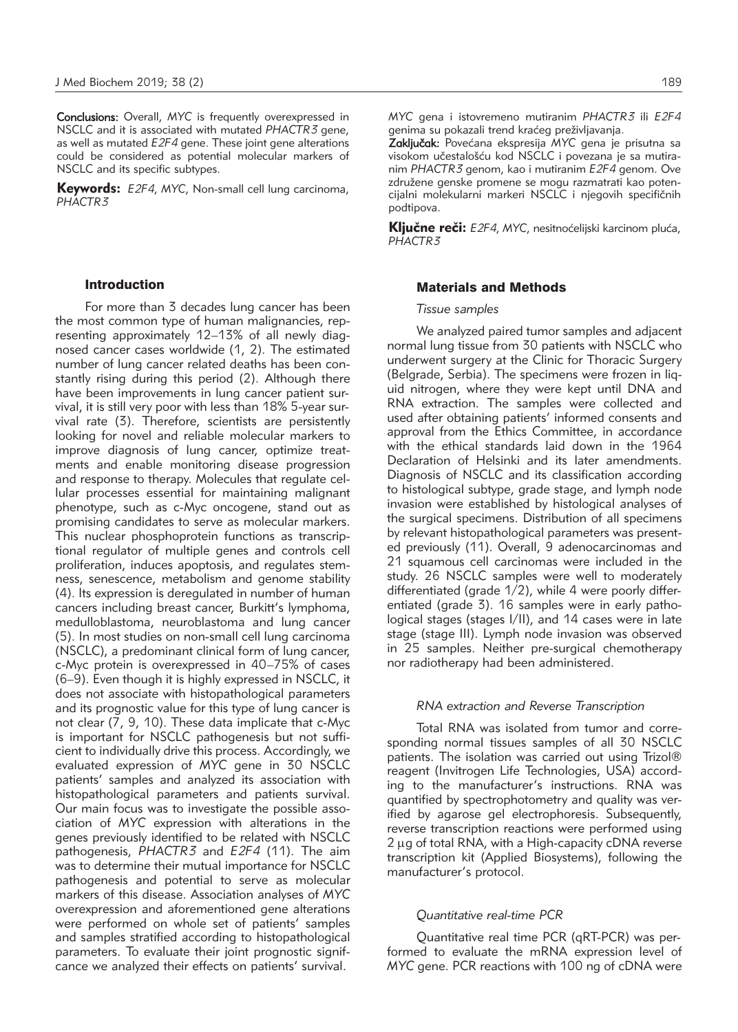**Conclusions:** Overall, *MYC* is frequently overexpressed in NSCLC and it is associated with mutated *PHACTR3* gene, as well as mutated *E2F4* gene. These joint gene alterations could be considered as potential molecular markers of NSCLC and its specific subtypes.

**Keywords:** *E2F4*, *MYC*, Non-small cell lung carcinoma, *PHACTR3*

*MYC* gena i istovremeno mutiranim *PHACTR3* ili *E2F4* genima su pokazali trend kraćeg preživljavanja.

**Zaključak:** Povećana ekspresija *MYC* gena je prisutna sa visokom učestalošću kod NSCLC i povezana je sa mutiranim *PHACTR3* genom, kao i mutiranim *E2F4* genom. Ove združene genske promene se mogu razmatrati kao potencijalni molekularni markeri NSCLC i njegovih specifičnih podtipova.

**Ključne reči:** *E2F4*, *MYC*, nesitnoćelijski karcinom pluća, *PHACTR3*

## Introduction

For more than 3 decades lung cancer has been the most common type of human malignancies, representing approximately 12–13% of all newly diagnosed cancer cases worldwide (1, 2). The estimated number of lung cancer related deaths has been constantly rising during this period (2). Although there have been improvements in lung cancer patient survival, it is still very poor with less than 18% 5-year survival rate (3). Therefore, scientists are persistently looking for novel and reliable molecular markers to improve diagnosis of lung cancer, optimize treatments and enable monitoring disease progression and response to therapy. Molecules that regulate cellular processes essential for maintaining malignant phenotype, such as c-Myc oncogene, stand out as promising candidates to serve as molecular markers. This nuclear phosphoprotein functions as transcriptional regulator of multiple genes and controls cell proliferation, induces apoptosis, and regulates stemness, senescence, metabolism and genome stability (4). Its expression is deregulated in number of human cancers including breast cancer, Burkitt's lymphoma, medulloblastoma, neuroblastoma and lung cancer (5). In most studies on non-small cell lung carcinoma (NSCLC), a predominant clinical form of lung cancer, c-Myc protein is overexpressed in 40–75% of cases (6–9). Even though it is highly expressed in NSCLC, it does not associate with histopathological parameters and its prognostic value for this type of lung cancer is not clear (7, 9, 10). These data implicate that c-Myc is important for NSCLC pathogenesis but not sufficient to individually drive this process. Accordingly, we evaluated expression of *MYC* gene in 30 NSCLC patients' samples and analyzed its association with histopathological parameters and patients survival. Our main focus was to investigate the possible association of *MYC* expression with alterations in the genes previously identified to be related with NSCLC pathogenesis, *PHACTR3* and *E2F4* (11). The aim was to determine their mutual importance for NSCLC pathogenesis and potential to serve as molecular markers of this disease. Association analyses of *MYC* overexpression and aforementioned gene alterations were performed on whole set of patients' samples and samples stratified according to histopathological parameters. To evaluate their joint prognostic significance we analyzed their effects on patients' survival.

## Materials and Methods

### *Tissue samples*

We analyzed paired tumor samples and adjacent normal lung tissue from 30 patients with NSCLC who underwent surgery at the Clinic for Thoracic Surgery (Belgrade, Serbia). The specimens were frozen in liquid nitrogen, where they were kept until DNA and RNA extraction. The samples were collected and used after obtaining patients' informed consents and approval from the Ethics Committee, in accordance with the ethical standards laid down in the 1964 Declaration of Helsinki and its later amendments. Diagnosis of NSCLC and its classification according to histological subtype, grade stage, and lymph node invasion were established by histological analyses of the surgical specimens. Distribution of all specimens by relevant histopathological parameters was presented previously (11). Overall, 9 adenocarcinomas and 21 squamous cell carcinomas were included in the study. 26 NSCLC samples were well to moderately differentiated (grade 1/2), while 4 were poorly differentiated (grade 3). 16 samples were in early pathological stages (stages I/II), and 14 cases were in late stage (stage III). Lymph node invasion was observed in 25 samples. Neither pre-surgical chemotherapy nor radiotherapy had been administered.

### *RNA extraction and Reverse Transcription*

Total RNA was isolated from tumor and corresponding normal tissues samples of all 30 NSCLC patients. The isolation was carried out using Trizol® reagent (Invitrogen Life Technologies, USA) according to the manufacturer's instructions. RNA was quantified by spectrophotometry and quality was verified by agarose gel electrophoresis. Subsequently, reverse transcription reactions were performed using 2 μg of total RNA, with a High-capacity cDNA reverse transcription kit (Applied Biosystems), following the manufacturer's protocol.

### *Quantitative real-time PCR*

Quantitative real time PCR (qRT-PCR) was performed to evaluate the mRNA expression level of *MYC* gene. PCR reactions with 100 ng of cDNA were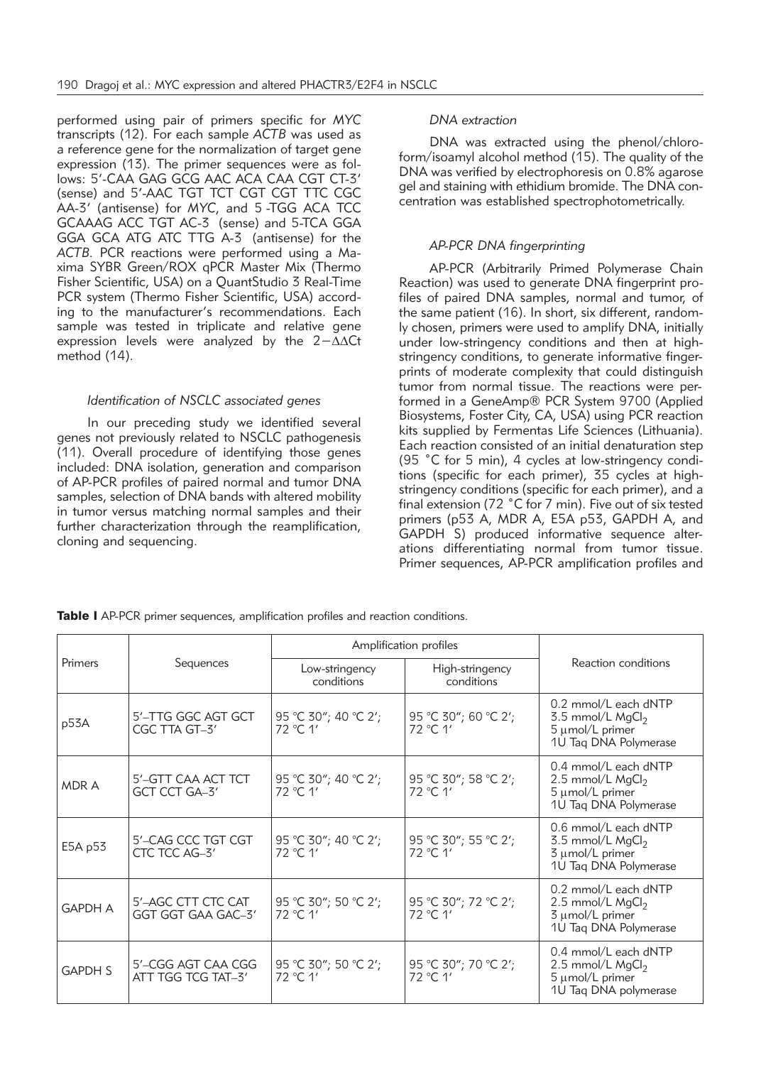performed using pair of primers specific for *MYC* transcripts (12). For each sample *ACTB* was used as a reference gene for the normalization of target gene expression (13). The primer sequences were as follows: 5'-CAA GAG GCG AAC ACA CAA CGT CT-3' (sense) and 5'-AAC TGT TCT CGT CGT TTC CGC AA-3' (antisense) for *MYC*, and 5 -TGG ACA TCC GCAAAG ACC TGT AC-3 (sense) and 5-TCA GGA GGA GCA ATG ATC TTG A-3 (antisense) for the *ACTB*. PCR reactions were performed using a Maxima SYBR Green/ROX qPCR Master Mix (Thermo Fisher Scientific, USA) on a QuantStudio 3 Real-Time PCR system (Thermo Fisher Scientific, USA) according to the manufacturer's recommendations. Each sample was tested in triplicate and relative gene expression levels were analyzed by the $2^{-\Delta\Delta Ct}$ method (14).

### *Identification of NSCLC associated genes*

In our preceding study we identified several genes not previously related to NSCLC pathogenesis (11). Overall procedure of identifying those genes included: DNA isolation, generation and comparison of AP-PCR profiles of paired normal and tumor DNA samples, selection of DNA bands with altered mobility in tumor versus matching normal samples and their further characterization through the reamplification, cloning and sequencing.

### *DNA extraction*

DNA was extracted using the phenol/chloroform/isoamyl alcohol method (15). The quality of the DNA was verified by electrophoresis on 0.8% agarose gel and staining with ethidium bromide. The DNA concentration was established spectrophotometrically.

### *AP-PCR DNA fingerprinting*

AP-PCR (Arbitrarily Primed Polymerase Chain Reaction) was used to generate DNA fingerprint profiles of paired DNA samples, normal and tumor, of the same patient (16). In short, six different, randomly chosen, primers were used to amplify DNA, initially under low-stringency conditions and then at high-stringency conditions, to generate informative fingerprints of moderate complexity that could distinguish tumor from normal tissue. The reactions were performed in a GeneAmp® PCR System 9700 (Applied Biosystems, Foster City, CA, USA) using PCR reaction kits supplied by Fermentas Life Sciences (Lithuania). Each reaction consisted of an initial denaturation step (95 °C for 5 min), 4 cycles at low-stringency conditions (specific for each primer), 35 cycles at high-stringency conditions (specific for each primer), and a final extension (72 °C for 7 min). Five out of six tested primers (p53 A, MDR A, E5A p53, GAPDH A, and GAPDH S) produced informative sequence alterations differentiating normal from tumor tissue. Primer sequences, AP-PCR amplification profiles and

**Table I** AP-PCR primer sequences, amplification profiles and reaction conditions.

| Primers | Sequences | Amplification profiles | | Reaction conditions |
|---|---|---|---|---|
| | | Low-stringency conditions | High-stringency conditions | |
| p53A | 5'–TTG GGC AGT GCT CGC TTA GT–3' | 95 °C 30"; 40 °C 2'; 72 °C 1' | 95 °C 30"; 60 °C 2'; 72 °C 1' | 0.2 mmol/L each dNTP<br>3.5 mmol/L $MgCl_2$<br>5 μmol/L primer<br>1U Taq DNA Polymerase |
| MDR A | 5'–GTT CAA ACT TCT GCT CCT GA–3' | 95 °C 30"; 40 °C 2'; 72 °C 1' | 95 °C 30"; 58 °C 2'; 72 °C 1' | 0.4 mmol/L each dNTP<br>2.5 mmol/L $MgCl_2$<br>5 μmol/L primer<br>1U Taq DNA Polymerase |
| E5A p53 | 5'–CAG CCC TGT CGT CTC TCC AG–3' | 95 °C 30"; 40 °C 2'; 72 °C 1' | 95 °C 30"; 55 °C 2'; 72 °C 1' | 0.6 mmol/L each dNTP<br>3.5 mmol/L $MgCl_2$<br>3 μmol/L primer<br>1U Taq DNA Polymerase |
| GAPDH A | 5'–AGC CTT CTC CAT GGT GGT GAA GAC–3' | 95 °C 30"; 50 °C 2'; 72 °C 1' | 95 °C 30"; 72 °C 2'; 72 °C 1' | 0.2 mmol/L each dNTP<br>2.5 mmol/L $MgCl_2$<br>3 μmol/L primer<br>1U Taq DNA Polymerase |
| GAPDH S | 5'–CGG AGT CAA CGG ATT TGG TCG TAT–3' | 95 °C 30"; 50 °C 2'; 72 °C 1' | 95 °C 30"; 70 °C 2'; 72 °C 1' | 0.4 mmol/L each dNTP<br>2.5 mmol/L $MgCl_2$<br>5 μmol/L primer<br>1U Taq DNA polymerase |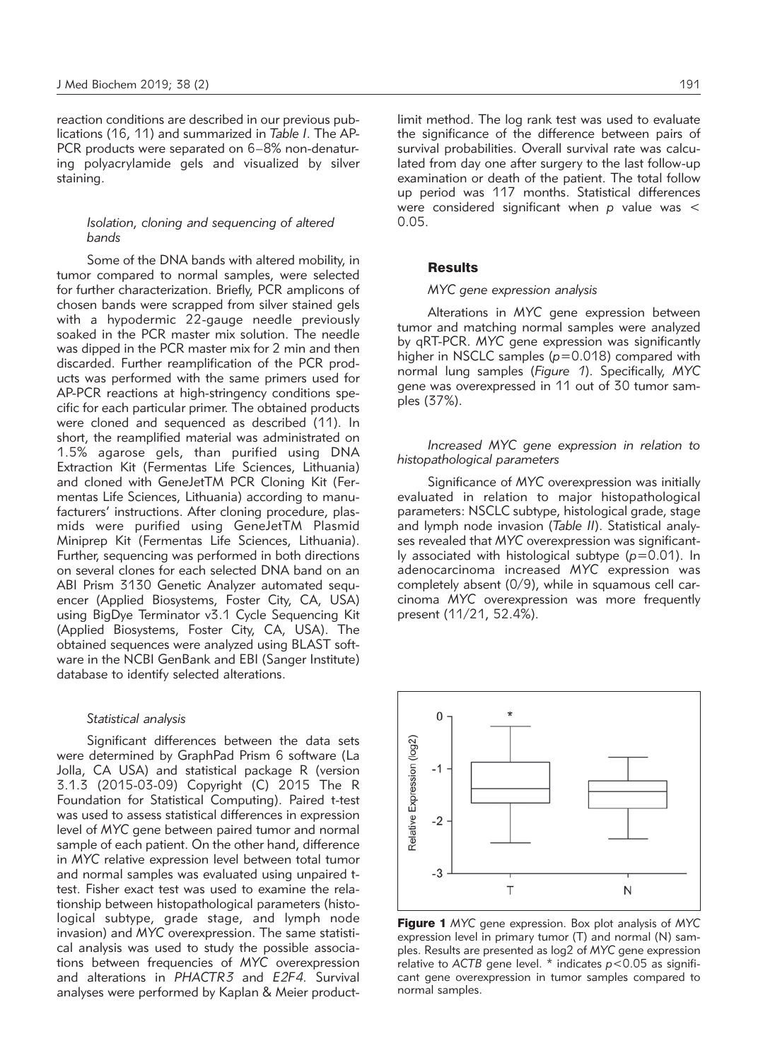reaction conditions are described in our previous publications (16, 11) and summarized in *Table I*. The AP-PCR products were separated on 6–8% non-denaturing polyacrylamide gels and visualized by silver staining.

### *Isolation, cloning and sequencing of altered bands*

Some of the DNA bands with altered mobility, in tumor compared to normal samples, were selected for further characterization. Briefly, PCR amplicons of chosen bands were scrapped from silver stained gels with a hypodermic 22-gauge needle previously soaked in the PCR master mix solution. The needle was dipped in the PCR master mix for 2 min and then discarded. Further reamplification of the PCR products was performed with the same primers used for AP-PCR reactions at high-stringency conditions specific for each particular primer. The obtained products were cloned and sequenced as described (11). In short, the reamplified material was administrated on 1.5% agarose gels, than purified using DNA Extraction Kit (Fermentas Life Sciences, Lithuania) and cloned with GeneJetTM PCR Cloning Kit (Fermentas Life Sciences, Lithuania) according to manufacturers' instructions. After cloning procedure, plasmids were purified using GeneJetTM Plasmid Miniprep Kit (Fermentas Life Sciences, Lithuania). Further, sequencing was performed in both directions on several clones for each selected DNA band on an ABI Prism 3130 Genetic Analyzer automated sequencer (Applied Biosystems, Foster City, CA, USA) using BigDye Terminator v3.1 Cycle Sequencing Kit (Applied Biosystems, Foster City, CA, USA). The obtained sequences were analyzed using BLAST software in the NCBI GenBank and EBI (Sanger Institute) database to identify selected alterations.

### *Statistical analysis*

Significant differences between the data sets were determined by GraphPad Prism 6 software (La Jolla, CA USA) and statistical package R (version 3.1.3 (2015-03-09) Copyright (C) 2015 The R Foundation for Statistical Computing). Paired t-test was used to assess statistical differences in expression level of *MYC* gene between paired tumor and normal sample of each patient. On the other hand, difference in *MYC* relative expression level between total tumor and normal samples was evaluated using unpaired t-test. Fisher exact test was used to examine the relationship between histopathological parameters (histological subtype, grade stage, and lymph node invasion) and *MYC* overexpression. The same statistical analysis was used to study the possible associations between frequencies of *MYC* overexpression and alterations in *PHACTR3* and *E2F4*. Survival analyses were performed by Kaplan & Meier product-limit method. The log rank test was used to evaluate the significance of the difference between pairs of survival probabilities. Overall survival rate was calculated from day one after surgery to the last follow-up examination or death of the patient. The total follow up period was 117 months. Statistical differences were considered significant when $p$ value was $< 0.05$.

## Results

### *MYC gene expression analysis*

Alterations in *MYC* gene expression between tumor and matching normal samples were analyzed by qRT-PCR. *MYC* gene expression was significantly higher in NSCLC samples ($p=0.018$) compared with normal lung samples (*Figure 1*). Specifically, *MYC* gene was overexpressed in 11 out of 30 tumor samples (37%).

### *Increased MYC gene expression in relation to histopathological parameters*

Significance of *MYC* overexpression was initially evaluated in relation to major histopathological parameters: NSCLC subtype, histological grade, stage and lymph node invasion (*Table II*). Statistical analyses revealed that *MYC* overexpression was significantly associated with histological subtype ($p=0.01$). In adenocarcinoma increased *MYC* expression was completely absent (0/9), while in squamous cell carcinoma *MYC* overexpression was more frequently present (11/21, 52.4%).

**Figure 1** *MYC* gene expression. Box plot analysis of *MYC* expression level in primary tumor (T) and normal (N) samples. Results are presented as log2 of *MYC* gene expression relative to *ACTB* gene level. * indicates $p<0.05$ as significant gene overexpression in tumor samples compared to normal samples.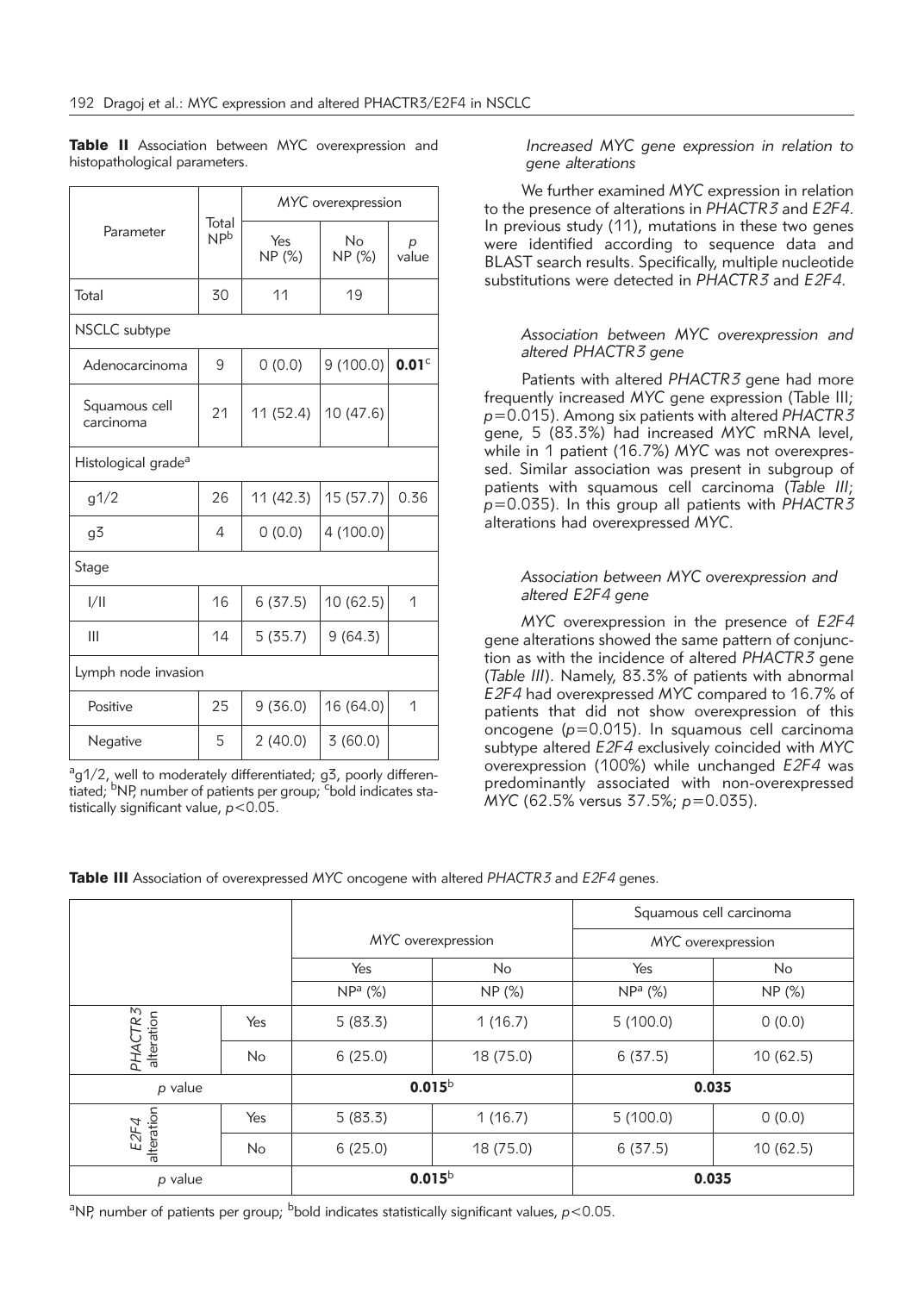**Table II** Association between MYC overexpression and histopathological parameters.

| Parameter | Total NP[b] | *MYC* overexpression | | |
|---|---|---|---|---|
| | | Yes NP (%) | No NP (%) | *p* value |
| Total | 30 | 11 | 19 | |
| NSCLC subtype | | | | |
| Adenocarcinoma | 9 | 0 (0.0) | 9 (100.0) | **0.01**[c] |
| Squamous cell carcinoma | 21 | 11 (52.4) | 10 (47.6) | |
| Histological grade[a] | | | | |
| g1/2 | 26 | 11 (42.3) | 15 (57.7) | 0.36 |
| g3 | 4 | 0 (0.0) | 4 (100.0) | |
| Stage | | | | |
| I/II | 16 | 6 (37.5) | 10 (62.5) | 1 |
| III | 14 | 5 (35.7) | 9 (64.3) | |
| Lymph node invasion | | | | |
| Positive | 25 | 9 (36.0) | 16 (64.0) | 1 |
| Negative | 5 | 2 (40.0) | 3 (60.0) | |

[a]g1/2, well to moderately differentiated; g3, poorly differentiated; [b]NP, number of patients per group; [c]bold indicates statistically significant value, $p<0.05$.

### *Increased MYC gene expression in relation to gene alterations*

We further examined *MYC* expression in relation to the presence of alterations in *PHACTR3* and *E2F4*. In previous study (11), mutations in these two genes were identified according to sequence data and BLAST search results. Specifically, multiple nucleotide substitutions were detected in *PHACTR3* and *E2F4*.

#### *Association between MYC overexpression and altered PHACTR3 gene*

Patients with altered *PHACTR3* gene had more frequently increased *MYC* gene expression (Table III; $p=0.015$). Among six patients with altered *PHACTR3* gene, 5 (83.3%) had increased *MYC* mRNA level, while in 1 patient (16.7%) *MYC* was not overexpressed. Similar association was present in subgroup of patients with squamous cell carcinoma (*Table III*; $p=0.035$). In this group all patients with *PHACTR3* alterations had overexpressed *MYC*.

#### *Association between MYC overexpression and altered E2F4 gene*

*MYC* overexpression in the presence of *E2F4* gene alterations showed the same pattern of conjunction as with the incidence of altered *PHACTR3* gene (*Table III*). Namely, 83.3% of patients with abnormal *E2F4* had overexpressed *MYC* compared to 16.7% of patients that did not show overexpression of this oncogene ($p=0.015$). In squamous cell carcinoma subtype altered *E2F4* exclusively coincided with *MYC* overexpression (100%) while unchanged *E2F4* was predominantly associated with non-overexpressed *MYC* (62.5% versus 37.5%; $p=0.035$).

**Table III** Association of overexpressed *MYC* oncogene with altered *PHACTR3* and *E2F4* genes.

| | | | | Squamous cell carcinoma | |
|---|---|---|---|---|---|
| | | *MYC* overexpression | | *MYC* overexpression | |
| | | Yes | No | Yes | No |
| | | NP[a] (%) | NP (%) | NP[a] (%) | NP (%) |
| *PHACTR3* alteration | Yes | 5 (83.3) | 1 (16.7) | 5 (100.0) | 0 (0.0) |
| | No | 6 (25.0) | 18 (75.0) | 6 (37.5) | 10 (62.5) |
| *p* value | | **0.015**[b] | | **0.035** | |
| *E2F4* alteration | Yes | 5 (83.3) | 1 (16.7) | 5 (100.0) | 0 (0.0) |
| | No | 6 (25.0) | 18 (75.0) | 6 (37.5) | 10 (62.5) |
| *p* value | | **0.015**[b] | | **0.035** | |

[a]NP, number of patients per group; [b]bold indicates statistically significant values, $p<0.05$.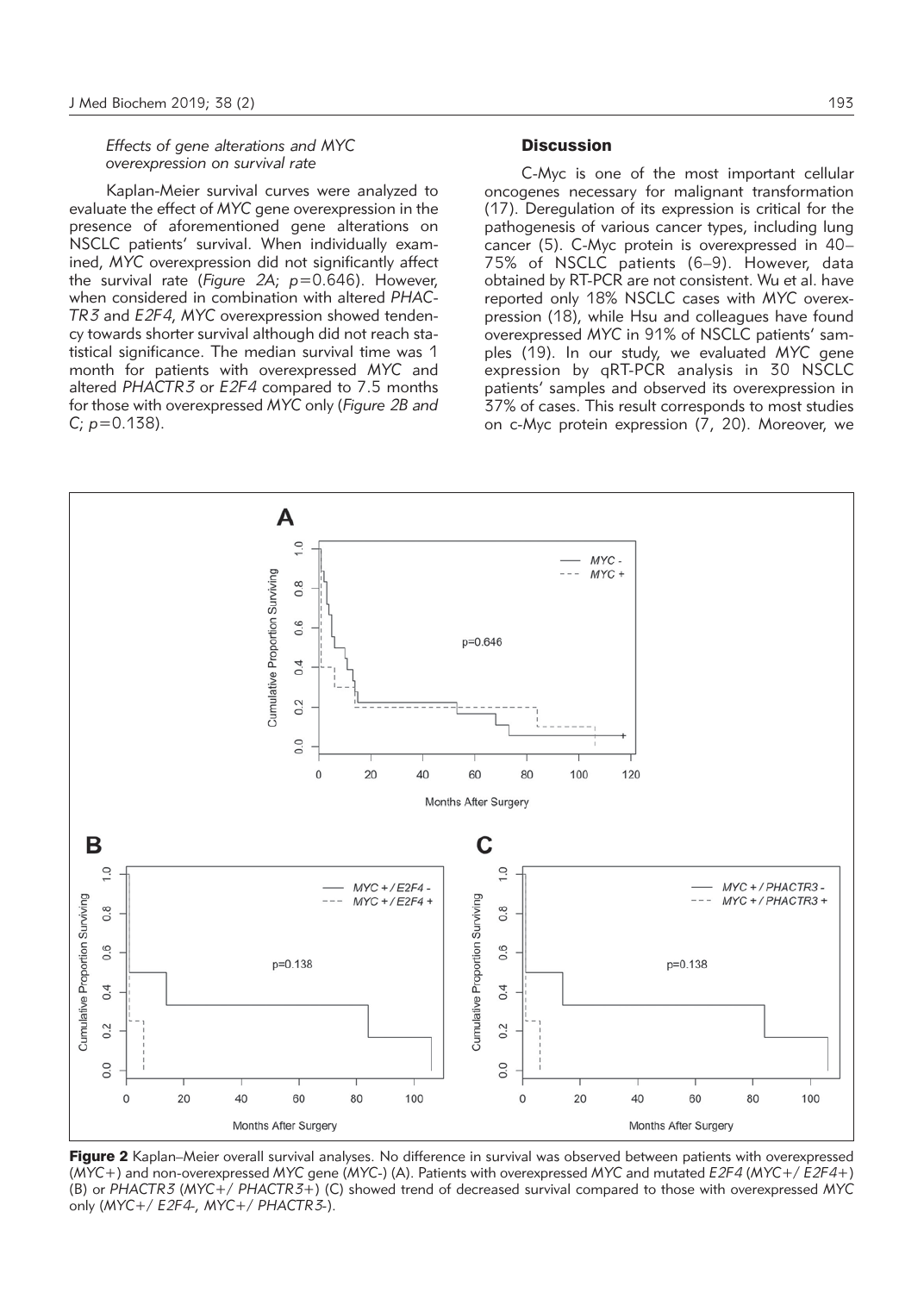*Effects of gene alterations and MYC overexpression on survival rate*

Kaplan-Meier survival curves were analyzed to evaluate the effect of *MYC* gene overexpression in the presence of aforementioned gene alterations on NSCLC patients' survival. When individually examined, *MYC* overexpression did not significantly affect the survival rate (*Figure 2A*; $p=0.646$). However, when considered in combination with altered *PHACTR3* and *E2F4*, *MYC* overexpression showed tendency towards shorter survival although did not reach statistical significance. The median survival time was 1 month for patients with overexpressed *MYC* and altered *PHACTR3* or *E2F4* compared to 7.5 months for those with overexpressed *MYC* only (*Figure 2B and C*; $p=0.138$).

## Discussion

C-Myc is one of the most important cellular oncogenes necessary for malignant transformation (17). Deregulation of its expression is critical for the pathogenesis of various cancer types, including lung cancer (5). C-Myc protein is overexpressed in 40–75% of NSCLC patients (6–9). However, data obtained by RT-PCR are not consistent. Wu et al. have reported only 18% NSCLC cases with *MYC* overexpression (18), while Hsu and colleagues have found overexpressed *MYC* in 91% of NSCLC patients' samples (19). In our study, we evaluated *MYC* gene expression by qRT-PCR analysis in 30 NSCLC patients' samples and observed its overexpression in 37% of cases. This result corresponds to most studies on c-Myc protein expression (7, 20). Moreover, we

**Figure 2** Kaplan–Meier overall survival analyses. No difference in survival was observed between patients with overexpressed (*MYC*+) and non-overexpressed *MYC* gene (*MYC*-) (A). Patients with overexpressed *MYC* and mutated *E2F4* (*MYC*+/ *E2F4*+) (B) or *PHACTR3* (*MYC*+/ *PHACTR3*+) (C) showed trend of decreased survival compared to those with overexpressed *MYC* only (*MYC*+/ *E2F4*-, *MYC*+/ *PHACTR3*-).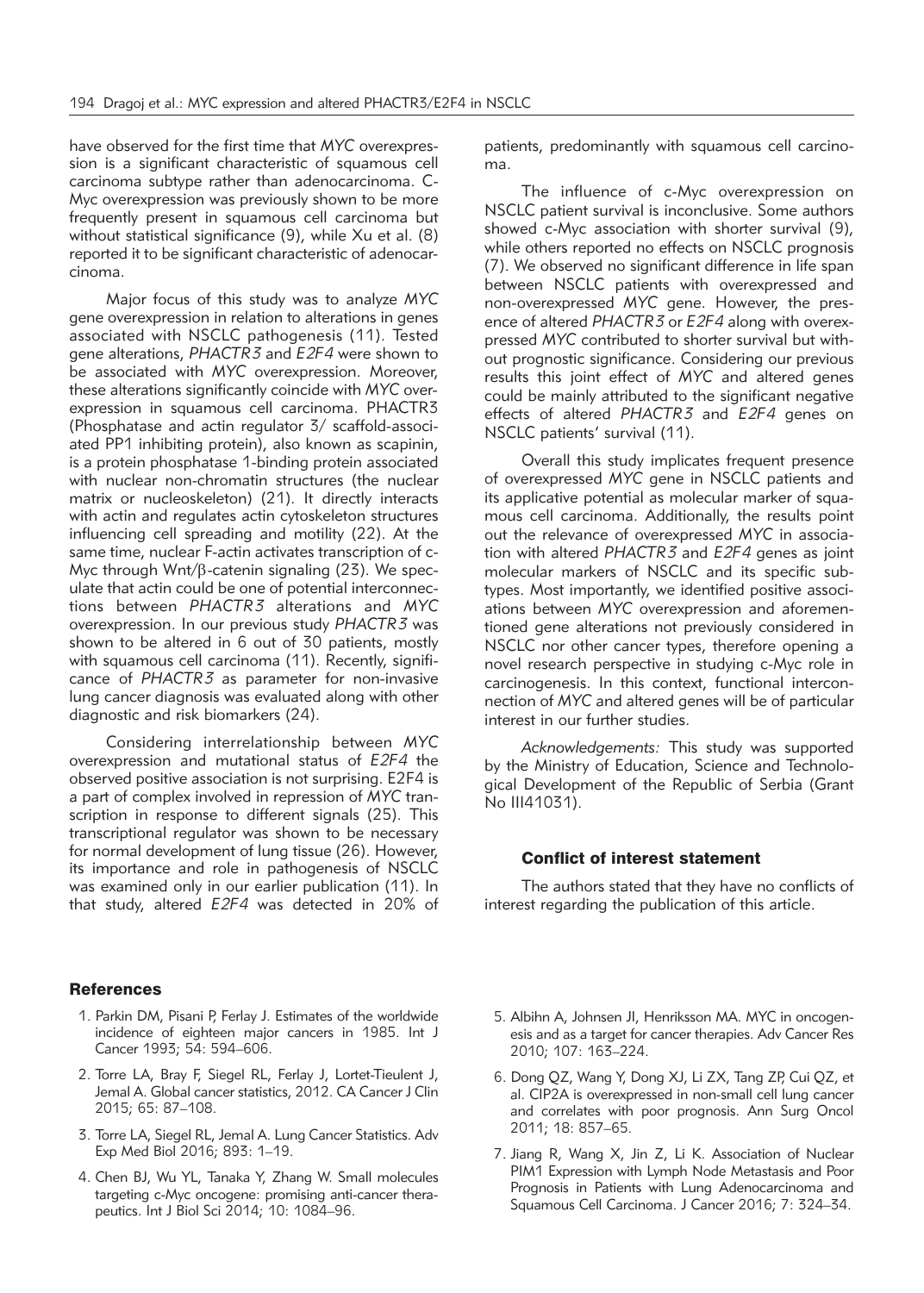have observed for the first time that *MYC* overexpression is a significant characteristic of squamous cell carcinoma subtype rather than adenocarcinoma. C-Myc overexpression was previously shown to be more frequently present in squamous cell carcinoma but without statistical significance (9), while Xu et al. (8) reported it to be significant characteristic of adenocarcinoma.

Major focus of this study was to analyze *MYC* gene overexpression in relation to alterations in genes associated with NSCLC pathogenesis (11). Tested gene alterations, *PHACTR3* and *E2F4* were shown to be associated with *MYC* overexpression. Moreover, these alterations significantly coincide with *MYC* overexpression in squamous cell carcinoma. PHACTR3 (Phosphatase and actin regulator 3/ scaffold-associated PP1 inhibiting protein), also known as scapinin, is a protein phosphatase 1-binding protein associated with nuclear non-chromatin structures (the nuclear matrix or nucleoskeleton) (21). It directly interacts with actin and regulates actin cytoskeleton structures influencing cell spreading and motility (22). At the same time, nuclear F-actin activates transcription of c-Myc through Wnt/β-catenin signaling (23). We speculate that actin could be one of potential interconnections between *PHACTR3* alterations and *MYC* overexpression. In our previous study *PHACTR3* was shown to be altered in 6 out of 30 patients, mostly with squamous cell carcinoma (11). Recently, significance of *PHACTR3* as parameter for non-invasive lung cancer diagnosis was evaluated along with other diagnostic and risk biomarkers (24).

Considering interrelationship between *MYC* overexpression and mutational status of *E2F4* the observed positive association is not surprising. E2F4 is a part of complex involved in repression of *MYC* transcription in response to different signals (25). This transcriptional regulator was shown to be necessary for normal development of lung tissue (26). However, its importance and role in pathogenesis of NSCLC was examined only in our earlier publication (11). In that study, altered *E2F4* was detected in 20% of patients, predominantly with squamous cell carcinoma.

The influence of c-Myc overexpression on NSCLC patient survival is inconclusive. Some authors showed c-Myc association with shorter survival (9), while others reported no effects on NSCLC prognosis (7). We observed no significant difference in life span between NSCLC patients with overexpressed and non-overexpressed *MYC* gene. However, the presence of altered *PHACTR3* or *E2F4* along with overexpressed *MYC* contributed to shorter survival but without prognostic significance. Considering our previous results this joint effect of *MYC* and altered genes could be mainly attributed to the significant negative effects of altered *PHACTR3* and *E2F4* genes on NSCLC patients' survival (11).

Overall this study implicates frequent presence of overexpressed *MYC* gene in NSCLC patients and its applicative potential as molecular marker of squamous cell carcinoma. Additionally, the results point out the relevance of overexpressed *MYC* in association with altered *PHACTR3* and *E2F4* genes as joint molecular markers of NSCLC and its specific subtypes. Most importantly, we identified positive associations between *MYC* overexpression and aforementioned gene alterations not previously considered in NSCLC nor other cancer types, therefore opening a novel research perspective in studying c-Myc role in carcinogenesis. In this context, functional interconnection of *MYC* and altered genes will be of particular interest in our further studies.

*Acknowledgements:* This study was supported by the Ministry of Education, Science and Technological Development of the Republic of Serbia (Grant No III41031).

### Conflict of interest statement

The authors stated that they have no conflicts of interest regarding the publication of this article.

### References

1. Parkin DM, Pisani P, Ferlay J. Estimates of the worldwide incidence of eighteen major cancers in 1985. Int J Cancer 1993; 54: 594–606.
2. Torre LA, Bray F, Siegel RL, Ferlay J, Lortet-Tieulent J, Jemal A. Global cancer statistics, 2012. CA Cancer J Clin 2015; 65: 87–108.
3. Torre LA, Siegel RL, Jemal A. Lung Cancer Statistics. Adv Exp Med Biol 2016; 893: 1–19.
4. Chen BJ, Wu YL, Tanaka Y, Zhang W. Small molecules targeting c-Myc oncogene: promising anti-cancer therapeutics. Int J Biol Sci 2014; 10: 1084–96.
5. Albihn A, Johnsen JI, Henriksson MA. MYC in oncogenesis and as a target for cancer therapies. Adv Cancer Res 2010; 107: 163–224.
6. Dong QZ, Wang Y, Dong XJ, Li ZX, Tang ZP, Cui QZ, et al. CIP2A is overexpressed in non-small cell lung cancer and correlates with poor prognosis. Ann Surg Oncol 2011; 18: 857–65.
7. Jiang R, Wang X, Jin Z, Li K. Association of Nuclear PIM1 Expression with Lymph Node Metastasis and Poor Prognosis in Patients with Lung Adenocarcinoma and Squamous Cell Carcinoma. J Cancer 2016; 7: 324–34.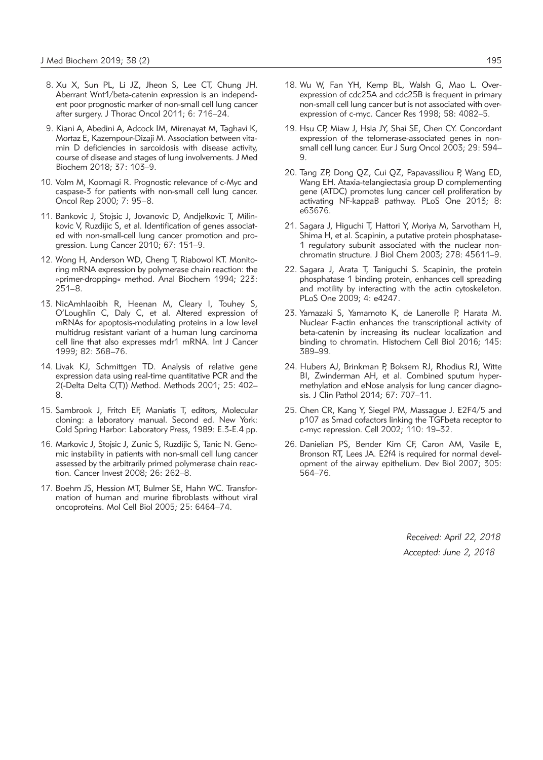8. Xu X, Sun PL, Li JZ, Jheon S, Lee CT, Chung JH. Aberrant Wnt1/beta-catenin expression is an independent poor prognostic marker of non-small cell lung cancer after surgery. J Thorac Oncol 2011; 6: 716–24.
9. Kiani A, Abedini A, Adcock IM, Mirenayat M, Taghavi K, Mortaz E, Kazempour-Dizaji M. Association between vitamin D deficiencies in sarcoidosis with disease activity, course of disease and stages of lung involvements. J Med Biochem 2018; 37: 103–9.
10. Volm M, Koomagi R. Prognostic relevance of c-Myc and caspase-3 for patients with non-small cell lung cancer. Oncol Rep 2000; 7: 95–8.
11. Bankovic J, Stojsic J, Jovanovic D, Andjelkovic T, Milinkovic V, Ruzdijic S, et al. Identification of genes associated with non-small-cell lung cancer promotion and progression. Lung Cancer 2010; 67: 151–9.
12. Wong H, Anderson WD, Cheng T, Riabowol KT. Monitoring mRNA expression by polymerase chain reaction: the »primer-dropping« method. Anal Biochem 1994; 223: 251–8.
13. NicAmhlaoibh R, Heenan M, Cleary I, Touhey S, O'Loughlin C, Daly C, et al. Altered expression of mRNAs for apoptosis-modulating proteins in a low level multidrug resistant variant of a human lung carcinoma cell line that also expresses mdr1 mRNA. Int J Cancer 1999; 82: 368–76.
14. Livak KJ, Schmittgen TD. Analysis of relative gene expression data using real-time quantitative PCR and the 2(-Delta Delta C(T)) Method. Methods 2001; 25: 402–8.
15. Sambrook J, Fritch EF, Maniatis T, editors, Molecular cloning: a laboratory manual. Second ed. New York: Cold Spring Harbor: Laboratory Press, 1989: E.3-E.4 pp.
16. Markovic J, Stojsic J, Zunic S, Ruzdijic S, Tanic N. Genomic instability in patients with non-small cell lung cancer assessed by the arbitrarily primed polymerase chain reaction. Cancer Invest 2008; 26: 262–8.
17. Boehm JS, Hession MT, Bulmer SE, Hahn WC. Transformation of human and murine fibroblasts without viral oncoproteins. Mol Cell Biol 2005; 25: 6464–74.
18. Wu W, Fan YH, Kemp BL, Walsh G, Mao L. Overexpression of cdc25A and cdc25B is frequent in primary non-small cell lung cancer but is not associated with overexpression of c-myc. Cancer Res 1998; 58: 4082–5.
19. Hsu CP, Miaw J, Hsia JY, Shai SE, Chen CY. Concordant expression of the telomerase-associated genes in non-small cell lung cancer. Eur J Surg Oncol 2003; 29: 594–9.
20. Tang ZP, Dong QZ, Cui QZ, Papavassiliou P, Wang ED, Wang EH. Ataxia-telangiectasia group D complementing gene (ATDC) promotes lung cancer cell proliferation by activating NF-kappaB pathway. PLoS One 2013; 8: e63676.
21. Sagara J, Higuchi T, Hattori Y, Moriya M, Sarvotham H, Shima H, et al. Scapinin, a putative protein phosphatase-1 regulatory subunit associated with the nuclear non-chromatin structure. J Biol Chem 2003; 278: 45611–9.
22. Sagara J, Arata T, Taniguchi S. Scapinin, the protein phosphatase 1 binding protein, enhances cell spreading and motility by interacting with the actin cytoskeleton. PLoS One 2009; 4: e4247.
23. Yamazaki S, Yamamoto K, de Lanerolle P, Harata M. Nuclear F-actin enhances the transcriptional activity of beta-catenin by increasing its nuclear localization and binding to chromatin. Histochem Cell Biol 2016; 145: 389–99.
24. Hubers AJ, Brinkman P, Boksem RJ, Rhodius RJ, Witte BI, Zwinderman AH, et al. Combined sputum hypermethylation and eNose analysis for lung cancer diagnosis. J Clin Pathol 2014; 67: 707–11.
25. Chen CR, Kang Y, Siegel PM, Massague J. E2F4/5 and p107 as Smad cofactors linking the TGFbeta receptor to c-myc repression. Cell 2002; 110: 19–32.
26. Danielian PS, Bender Kim CF, Caron AM, Vasile E, Bronson RT, Lees JA. E2f4 is required for normal development of the airway epithelium. Dev Biol 2007; 305: 564–76.

*Received: April 22, 2018*
*Accepted: June 2, 2018*